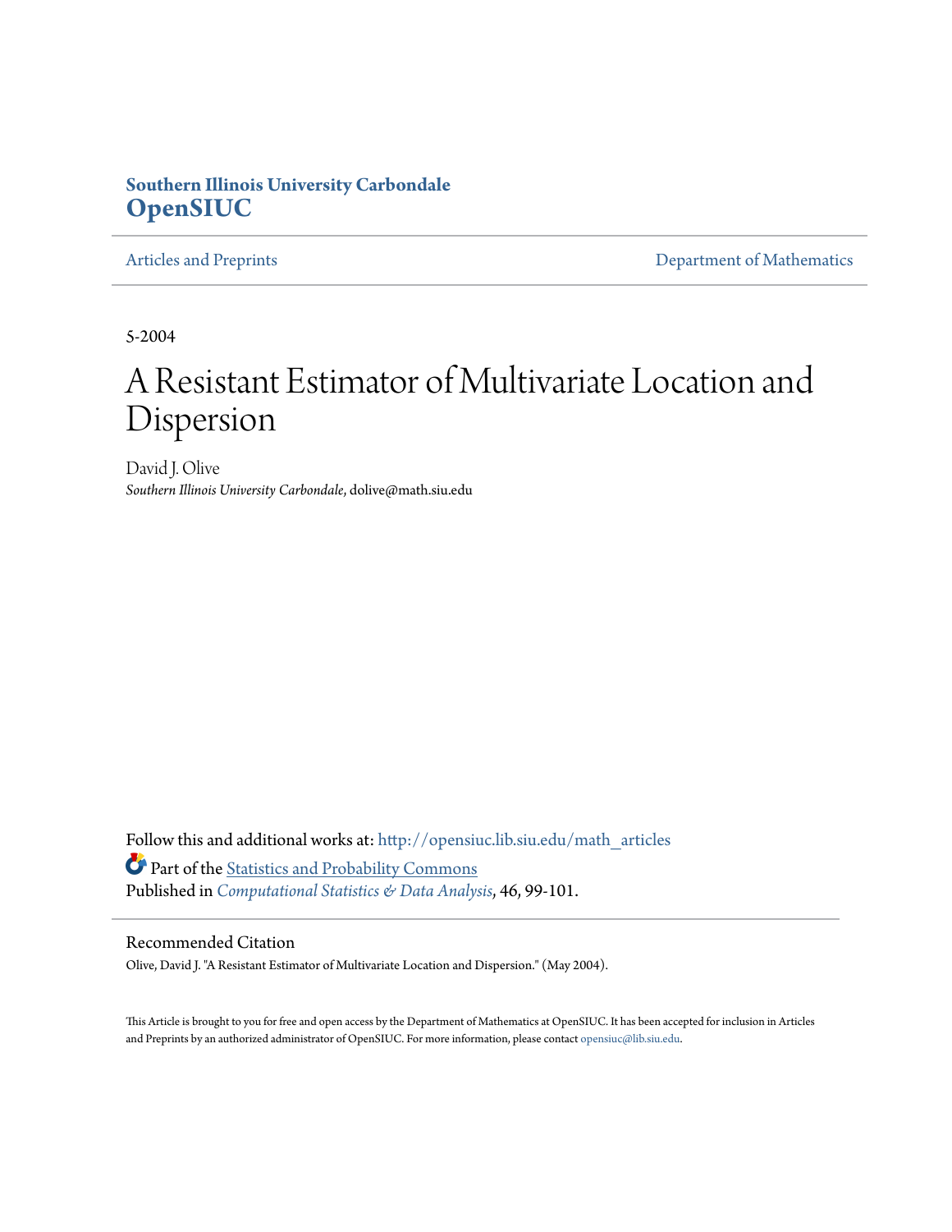**Southern Illinois University Carbondale**
**OpenSIUC**

Articles and Preprints | Department of Mathematics

5-2004

# A Resistant Estimator of Multivariate Location and Dispersion

David J. Olive
*Southern Illinois University Carbondale*, dolive@math.siu.edu

Follow this and additional works at: http://opensiuc.lib.siu.edu/math_articles

Part of the Statistics and Probability Commons

Published in *Computational Statistics & Data Analysis*, 46, 99-101.

## Recommended Citation

Olive, David J. "A Resistant Estimator of Multivariate Location and Dispersion." (May 2004).

This Article is brought to you for free and open access by the Department of Mathematics at OpenSIUC. It has been accepted for inclusion in Articles and Preprints by an authorized administrator of OpenSIUC. For more information, please contact opensiuc@lib.siu.edu.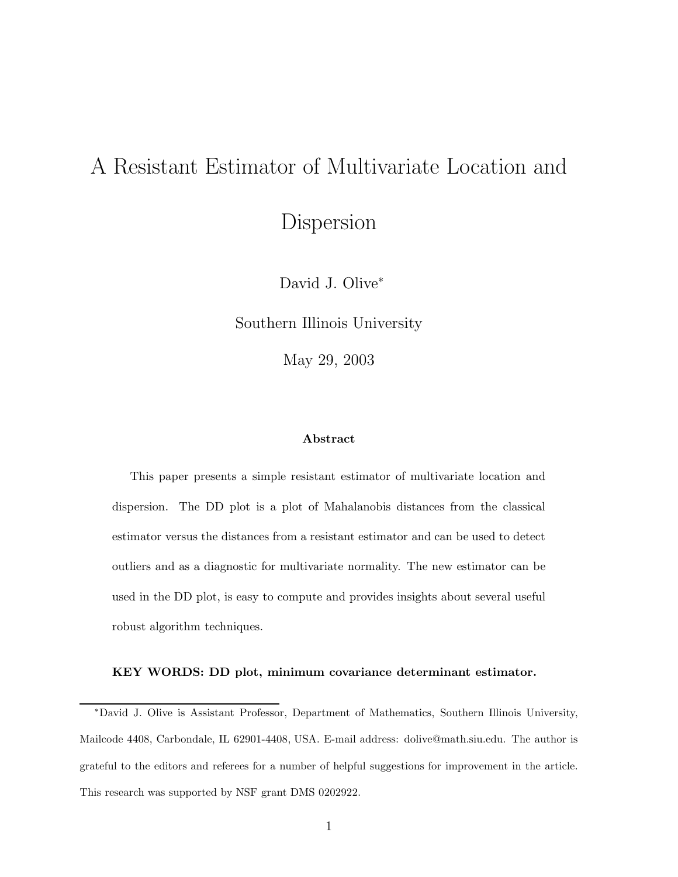# A Resistant Estimator of Multivariate Location and Dispersion

David J. Olive*

Southern Illinois University

May 29, 2003

### Abstract

This paper presents a simple resistant estimator of multivariate location and dispersion. The DD plot is a plot of Mahalanobis distances from the classical estimator versus the distances from a resistant estimator and can be used to detect outliers and as a diagnostic for multivariate normality. The new estimator can be used in the DD plot, is easy to compute and provides insights about several useful robust algorithm techniques.

**KEY WORDS: DD plot, minimum covariance determinant estimator.**

---

*David J. Olive is Assistant Professor, Department of Mathematics, Southern Illinois University, Mailcode 4408, Carbondale, IL 62901-4408, USA. E-mail address: dolive@math.siu.edu. The author is grateful to the editors and referees for a number of helpful suggestions for improvement in the article. This research was supported by NSF grant DMS 0202922.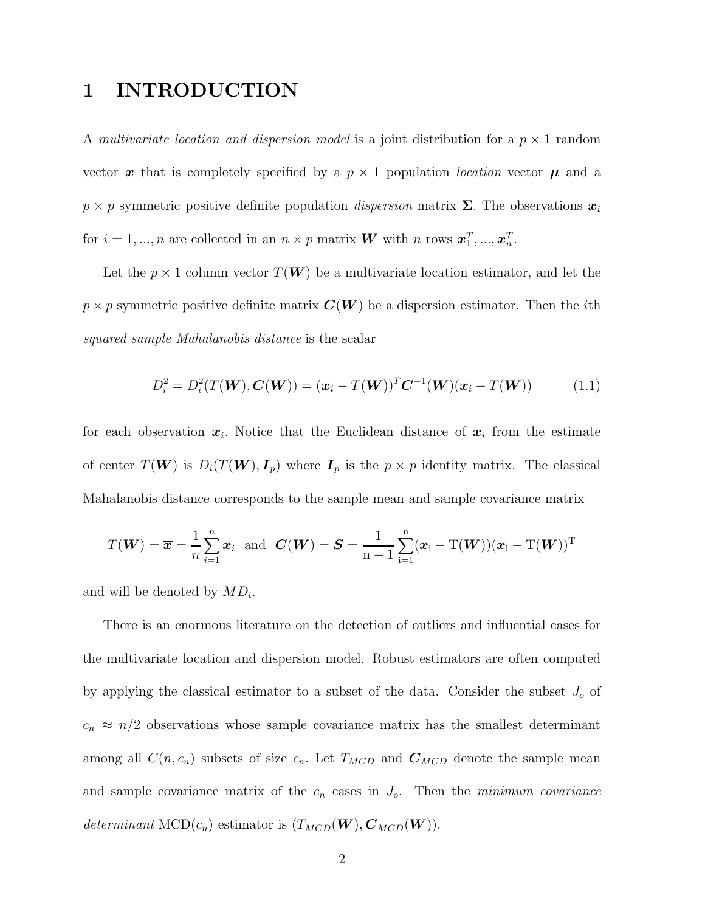# 1 INTRODUCTION

A *multivariate location and dispersion model* is a joint distribution for a $p \times 1$ random vector $\boldsymbol{x}$ that is completely specified by a $p \times 1$ population *location* vector $\boldsymbol{\mu}$ and a $p \times p$ symmetric positive definite population *dispersion* matrix $\boldsymbol{\Sigma}$. The observations $\boldsymbol{x}_i$ for $i = 1, ..., n$ are collected in an $n \times p$ matrix $\boldsymbol{W}$ with $n$ rows $\boldsymbol{x}_1^T, ..., \boldsymbol{x}_n^T$.

Let the $p \times 1$ column vector $T(\boldsymbol{W})$ be a multivariate location estimator, and let the $p \times p$ symmetric positive definite matrix $\boldsymbol{C}(\boldsymbol{W})$ be a dispersion estimator. Then the $i$th *squared sample Mahalanobis distance* is the scalar

$$D_i^2 = D_i^2(T(\boldsymbol{W}), \boldsymbol{C}(\boldsymbol{W})) = (\boldsymbol{x}_i - T(\boldsymbol{W}))^T \boldsymbol{C}^{-1}(\boldsymbol{W})(\boldsymbol{x}_i - T(\boldsymbol{W})) \tag{1.1}$$

for each observation $\boldsymbol{x}_i$. Notice that the Euclidean distance of $\boldsymbol{x}_i$ from the estimate of center $T(\boldsymbol{W})$ is $D_i(T(\boldsymbol{W}), \boldsymbol{I}_p)$ where $\boldsymbol{I}_p$ is the $p \times p$ identity matrix. The classical Mahalanobis distance corresponds to the sample mean and sample covariance matrix

$$T(\boldsymbol{W}) = \overline{\boldsymbol{x}} = \frac{1}{n}\sum_{i=1}^{n} \boldsymbol{x}_i \text{ and } \boldsymbol{C}(\boldsymbol{W}) = \boldsymbol{S} = \frac{1}{\mathrm{n}-1}\sum_{\mathrm{i}=1}^{\mathrm{n}}(\boldsymbol{x}_\mathrm{i} - \mathrm{T}(\boldsymbol{W}))(\boldsymbol{x}_\mathrm{i} - \mathrm{T}(\boldsymbol{W}))^\mathrm{T}$$

and will be denoted by $MD_i$.

There is an enormous literature on the detection of outliers and influential cases for the multivariate location and dispersion model. Robust estimators are often computed by applying the classical estimator to a subset of the data. Consider the subset $J_o$ of $c_n \approx n/2$ observations whose sample covariance matrix has the smallest determinant among all $C(n, c_n)$ subsets of size $c_n$. Let $T_{MCD}$ and $\boldsymbol{C}_{MCD}$ denote the sample mean and sample covariance matrix of the $c_n$ cases in $J_o$. Then the *minimum covariance determinant* MCD($c_n$) estimator is $(T_{MCD}(\boldsymbol{W}), \boldsymbol{C}_{MCD}(\boldsymbol{W}))$.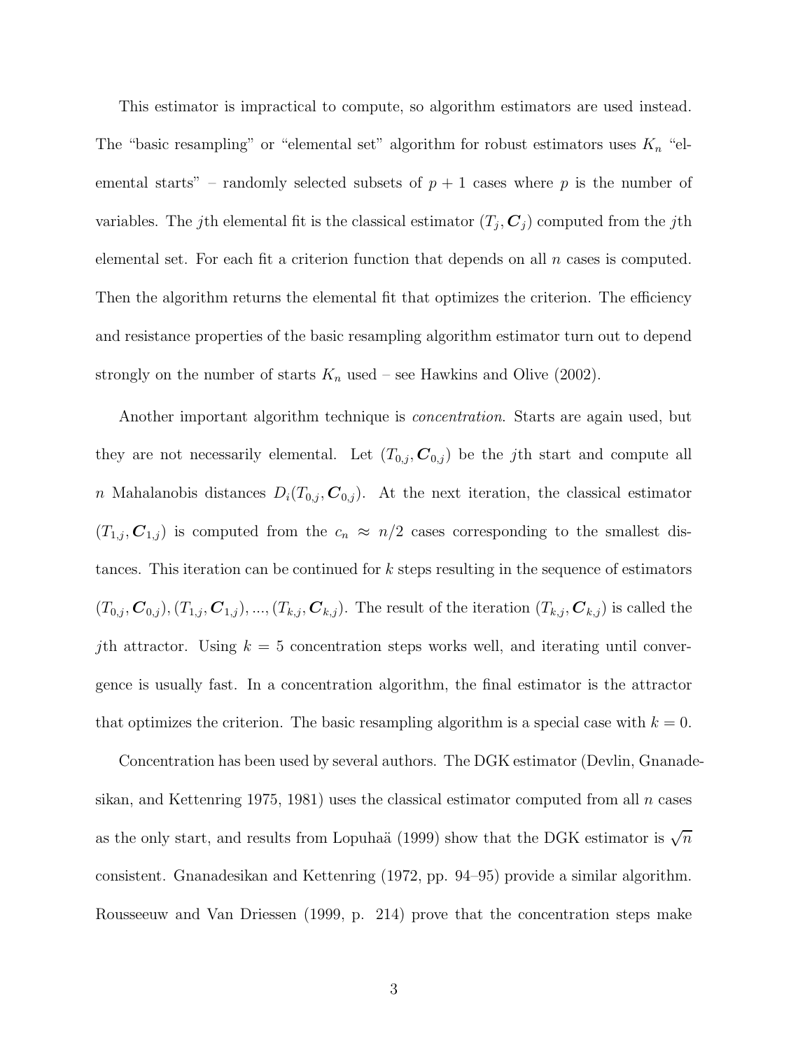This estimator is impractical to compute, so algorithm estimators are used instead. The "basic resampling" or "elemental set" algorithm for robust estimators uses $K_n$ "elemental starts" – randomly selected subsets of $p + 1$ cases where $p$ is the number of variables. The $j$th elemental fit is the classical estimator $(T_j, \boldsymbol{C}_j)$ computed from the $j$th elemental set. For each fit a criterion function that depends on all $n$ cases is computed. Then the algorithm returns the elemental fit that optimizes the criterion. The efficiency and resistance properties of the basic resampling algorithm estimator turn out to depend strongly on the number of starts $K_n$ used – see Hawkins and Olive (2002).

Another important algorithm technique is *concentration*. Starts are again used, but they are not necessarily elemental. Let $(T_{0,j}, \boldsymbol{C}_{0,j})$ be the $j$th start and compute all $n$ Mahalanobis distances $D_i(T_{0,j}, \boldsymbol{C}_{0,j})$. At the next iteration, the classical estimator $(T_{1,j}, \boldsymbol{C}_{1,j})$ is computed from the $c_n \approx n/2$ cases corresponding to the smallest distances. This iteration can be continued for $k$ steps resulting in the sequence of estimators $(T_{0,j}, \boldsymbol{C}_{0,j}), (T_{1,j}, \boldsymbol{C}_{1,j}), ..., (T_{k,j}, \boldsymbol{C}_{k,j})$. The result of the iteration $(T_{k,j}, \boldsymbol{C}_{k,j})$ is called the $j$th attractor. Using $k = 5$ concentration steps works well, and iterating until convergence is usually fast. In a concentration algorithm, the final estimator is the attractor that optimizes the criterion. The basic resampling algorithm is a special case with $k = 0$.

Concentration has been used by several authors. The DGK estimator (Devlin, Gnanadesikan, and Kettenring 1975, 1981) uses the classical estimator computed from all $n$ cases as the only start, and results from Lopuhaä (1999) show that the DGK estimator is $\sqrt{n}$ consistent. Gnanadesikan and Kettenring (1972, pp. 94–95) provide a similar algorithm. Rousseeuw and Van Driessen (1999, p. 214) prove that the concentration steps make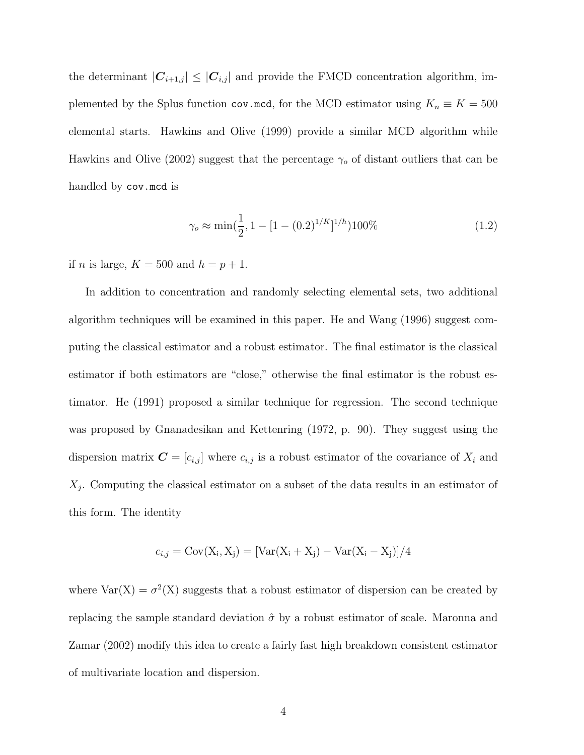the determinant $|\boldsymbol{C}_{i+1,j}| \leq |\boldsymbol{C}_{i,j}|$ and provide the FMCD concentration algorithm, implemented by the Splus function `cov.mcd`, for the MCD estimator using $K_n \equiv K = 500$ elemental starts. Hawkins and Olive (1999) provide a similar MCD algorithm while Hawkins and Olive (2002) suggest that the percentage $\gamma_o$ of distant outliers that can be handled by `cov.mcd` is

$$\gamma_o \approx \min(\frac{1}{2}, 1 - [1 - (0.2)^{1/K}]^{1/h})100\% \tag{1.2}$$

if $n$ is large, $K = 500$ and $h = p + 1$.

In addition to concentration and randomly selecting elemental sets, two additional algorithm techniques will be examined in this paper. He and Wang (1996) suggest computing the classical estimator and a robust estimator. The final estimator is the classical estimator if both estimators are "close," otherwise the final estimator is the robust estimator. He (1991) proposed a similar technique for regression. The second technique was proposed by Gnanadesikan and Kettenring (1972, p. 90). They suggest using the dispersion matrix $\boldsymbol{C} = [c_{i,j}]$ where $c_{i,j}$ is a robust estimator of the covariance of $X_i$ and $X_j$. Computing the classical estimator on a subset of the data results in an estimator of this form. The identity

$$c_{i,j} = \mathrm{Cov}(\mathrm{X_i}, \mathrm{X_j}) = [\mathrm{Var}(\mathrm{X_i} + \mathrm{X_j}) - \mathrm{Var}(\mathrm{X_i} - \mathrm{X_j})]/4$$

where $\mathrm{Var}(\mathrm{X}) = \sigma^2(\mathrm{X})$ suggests that a robust estimator of dispersion can be created by replacing the sample standard deviation $\hat{\sigma}$ by a robust estimator of scale. Maronna and Zamar (2002) modify this idea to create a fairly fast high breakdown consistent estimator of multivariate location and dispersion.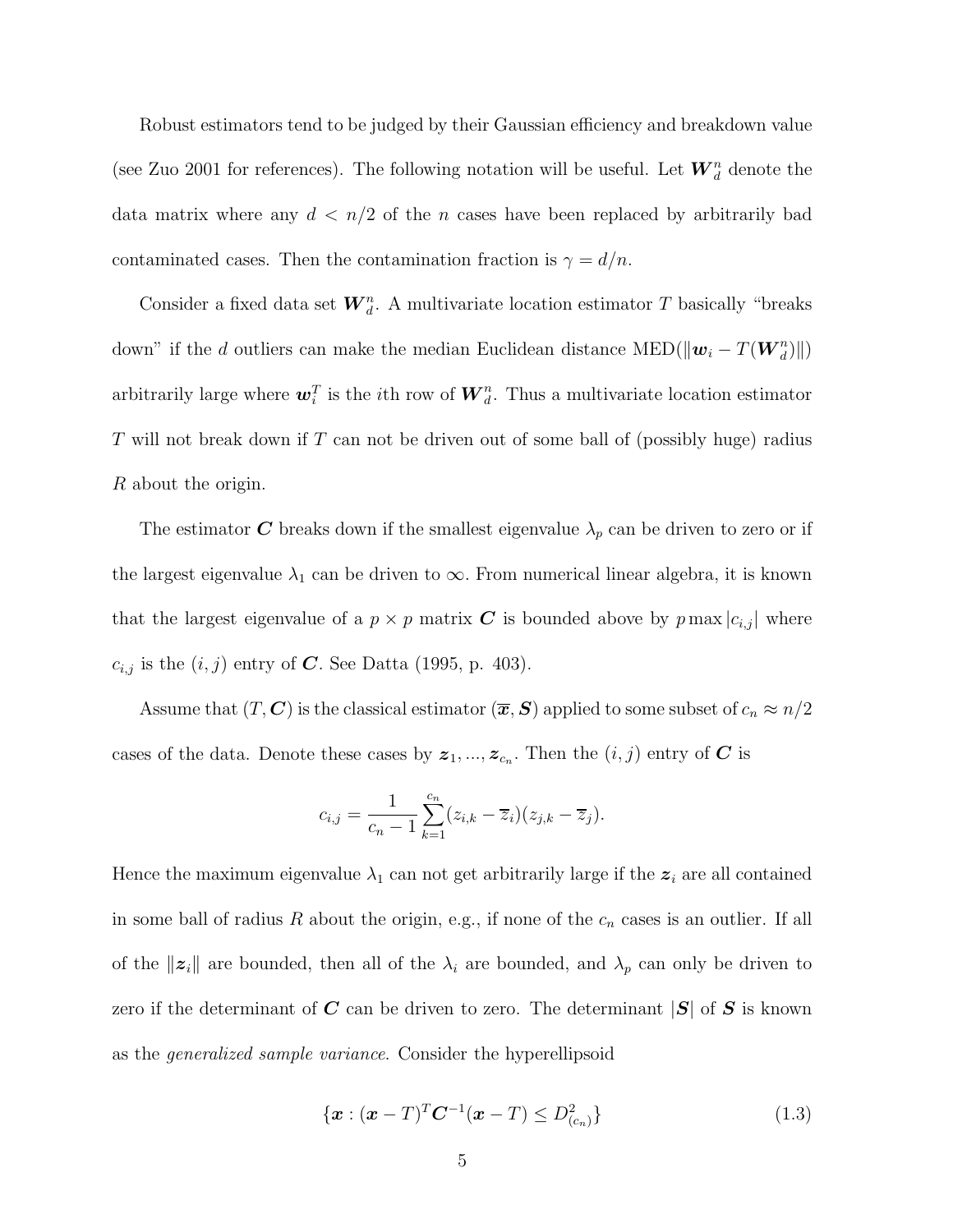Robust estimators tend to be judged by their Gaussian efficiency and breakdown value (see Zuo 2001 for references). The following notation will be useful. Let $\boldsymbol{W}_d^n$ denote the data matrix where any $d < n/2$ of the $n$ cases have been replaced by arbitrarily bad contaminated cases. Then the contamination fraction is $\gamma = d/n$.

Consider a fixed data set $\boldsymbol{W}_d^n$. A multivariate location estimator $T$ basically "breaks down" if the $d$ outliers can make the median Euclidean distance $\text{MED}(\|\boldsymbol{w}_i - T(\boldsymbol{W}_d^n)\|)$ arbitrarily large where $\boldsymbol{w}_i^T$ is the $i$th row of $\boldsymbol{W}_d^n$. Thus a multivariate location estimator $T$ will not break down if $T$ can not be driven out of some ball of (possibly huge) radius $R$ about the origin.

The estimator $\boldsymbol{C}$ breaks down if the smallest eigenvalue $\lambda_p$ can be driven to zero or if the largest eigenvalue $\lambda_1$ can be driven to $\infty$. From numerical linear algebra, it is known that the largest eigenvalue of a $p \times p$ matrix $\boldsymbol{C}$ is bounded above by $p \max |c_{i,j}|$ where $c_{i,j}$ is the $(i,j)$ entry of $\boldsymbol{C}$. See Datta (1995, p. 403).

Assume that $(T, \boldsymbol{C})$ is the classical estimator $(\overline{\boldsymbol{x}}, \boldsymbol{S})$ applied to some subset of $c_n \approx n/2$ cases of the data. Denote these cases by $\boldsymbol{z}_1, ..., \boldsymbol{z}_{c_n}$. Then the $(i,j)$ entry of $\boldsymbol{C}$ is

$$c_{i,j} = \frac{1}{c_n - 1} \sum_{k=1}^{c_n} (z_{i,k} - \overline{z}_i)(z_{j,k} - \overline{z}_j).$$

Hence the maximum eigenvalue $\lambda_1$ can not get arbitrarily large if the $\boldsymbol{z}_i$ are all contained in some ball of radius $R$ about the origin, e.g., if none of the $c_n$ cases is an outlier. If all of the $\|\boldsymbol{z}_i\|$ are bounded, then all of the $\lambda_i$ are bounded, and $\lambda_p$ can only be driven to zero if the determinant of $\boldsymbol{C}$ can be driven to zero. The determinant $|\boldsymbol{S}|$ of $\boldsymbol{S}$ is known as the *generalized sample variance*. Consider the hyperellipsoid

$$\{\boldsymbol{x} : (\boldsymbol{x} - T)^T \boldsymbol{C}^{-1} (\boldsymbol{x} - T) \leq D^2_{(c_n)}\} \tag{1.3}$$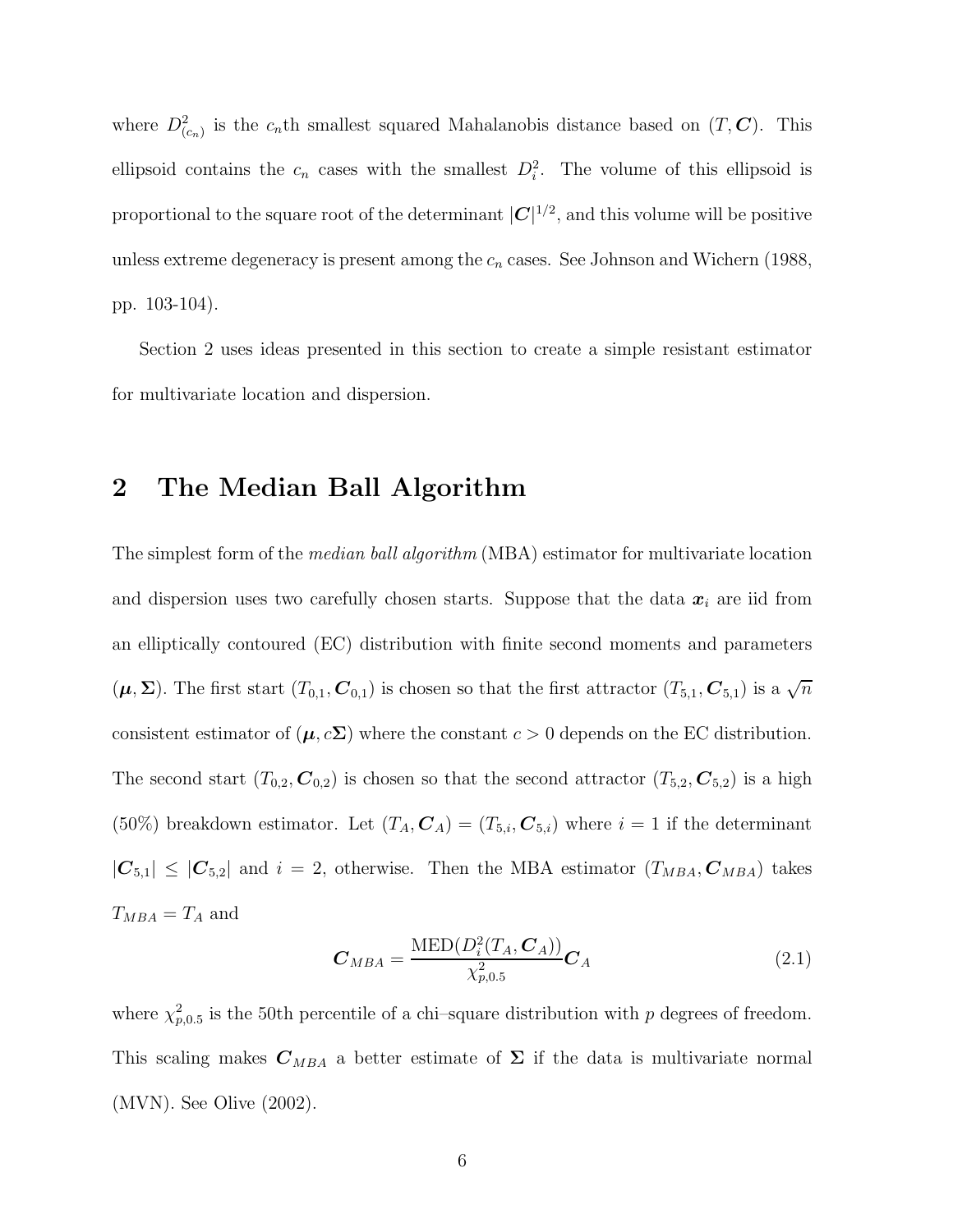where $D^2_{(c_n)}$ is the $c_n$th smallest squared Mahalanobis distance based on $(T, \boldsymbol{C})$. This ellipsoid contains the $c_n$ cases with the smallest $D_i^2$. The volume of this ellipsoid is proportional to the square root of the determinant $|\boldsymbol{C}|^{1/2}$, and this volume will be positive unless extreme degeneracy is present among the $c_n$ cases. See Johnson and Wichern (1988, pp. 103-104).

Section 2 uses ideas presented in this section to create a simple resistant estimator for multivariate location and dispersion.

## 2 The Median Ball Algorithm

The simplest form of the *median ball algorithm* (MBA) estimator for multivariate location and dispersion uses two carefully chosen starts. Suppose that the data $\boldsymbol{x}_i$ are iid from an elliptically contoured (EC) distribution with finite second moments and parameters $(\boldsymbol{\mu}, \boldsymbol{\Sigma})$. The first start $(T_{0,1}, \boldsymbol{C}_{0,1})$ is chosen so that the first attractor $(T_{5,1}, \boldsymbol{C}_{5,1})$ is a $\sqrt{n}$ consistent estimator of $(\boldsymbol{\mu}, c\boldsymbol{\Sigma})$ where the constant $c > 0$ depends on the EC distribution. The second start $(T_{0,2}, \boldsymbol{C}_{0,2})$ is chosen so that the second attractor $(T_{5,2}, \boldsymbol{C}_{5,2})$ is a high (50%) breakdown estimator. Let $(T_A, \boldsymbol{C}_A) = (T_{5,i}, \boldsymbol{C}_{5,i})$ where $i = 1$ if the determinant $|\boldsymbol{C}_{5,1}| \leq |\boldsymbol{C}_{5,2}|$ and $i = 2$, otherwise. Then the MBA estimator $(T_{MBA}, \boldsymbol{C}_{MBA})$ takes $T_{MBA} = T_A$ and

$$\boldsymbol{C}_{MBA} = \frac{\text{MED}(D_i^2(T_A, \boldsymbol{C}_A))}{\chi^2_{p,0.5}} \boldsymbol{C}_A \tag{2.1}$$

where $\chi^2_{p,0.5}$ is the 50th percentile of a chi–square distribution with $p$ degrees of freedom. This scaling makes $\boldsymbol{C}_{MBA}$ a better estimate of $\boldsymbol{\Sigma}$ if the data is multivariate normal (MVN). See Olive (2002).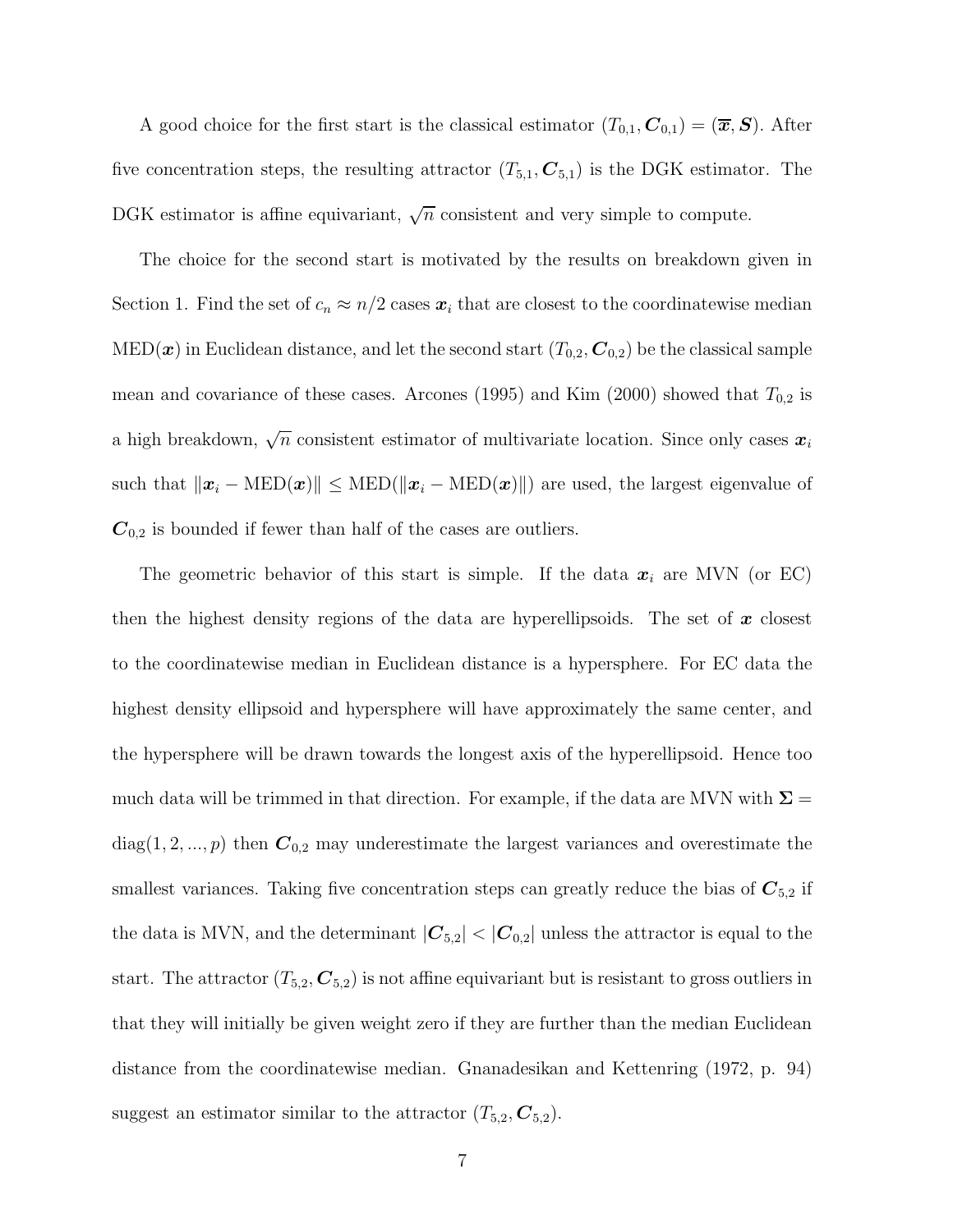A good choice for the first start is the classical estimator $(T_{0,1}, \boldsymbol{C}_{0,1}) = (\overline{\boldsymbol{x}}, \boldsymbol{S})$. After five concentration steps, the resulting attractor $(T_{5,1}, \boldsymbol{C}_{5,1})$ is the DGK estimator. The DGK estimator is affine equivariant, $\sqrt{n}$ consistent and very simple to compute.

The choice for the second start is motivated by the results on breakdown given in Section 1. Find the set of $c_n \approx n/2$ cases $\boldsymbol{x}_i$ that are closest to the coordinatewise median $\text{MED}(\boldsymbol{x})$ in Euclidean distance, and let the second start $(T_{0,2}, \boldsymbol{C}_{0,2})$ be the classical sample mean and covariance of these cases. Arcones (1995) and Kim (2000) showed that $T_{0,2}$ is a high breakdown, $\sqrt{n}$ consistent estimator of multivariate location. Since only cases $\boldsymbol{x}_i$ such that $\|\boldsymbol{x}_i - \text{MED}(\boldsymbol{x})\| \leq \text{MED}(\|\boldsymbol{x}_i - \text{MED}(\boldsymbol{x})\|)$ are used, the largest eigenvalue of $\boldsymbol{C}_{0,2}$ is bounded if fewer than half of the cases are outliers.

The geometric behavior of this start is simple. If the data $\boldsymbol{x}_i$ are MVN (or EC) then the highest density regions of the data are hyperellipsoids. The set of $\boldsymbol{x}$ closest to the coordinatewise median in Euclidean distance is a hypersphere. For EC data the highest density ellipsoid and hypersphere will have approximately the same center, and the hypersphere will be drawn towards the longest axis of the hyperellipsoid. Hence too much data will be trimmed in that direction. For example, if the data are MVN with $\boldsymbol{\Sigma} = \text{diag}(1, 2, ..., p)$ then $\boldsymbol{C}_{0,2}$ may underestimate the largest variances and overestimate the smallest variances. Taking five concentration steps can greatly reduce the bias of $\boldsymbol{C}_{5,2}$ if the data is MVN, and the determinant $|\boldsymbol{C}_{5,2}| < |\boldsymbol{C}_{0,2}|$ unless the attractor is equal to the start. The attractor $(T_{5,2}, \boldsymbol{C}_{5,2})$ is not affine equivariant but is resistant to gross outliers in that they will initially be given weight zero if they are further than the median Euclidean distance from the coordinatewise median. Gnanadesikan and Kettenring (1972, p. 94) suggest an estimator similar to the attractor $(T_{5,2}, \boldsymbol{C}_{5,2})$.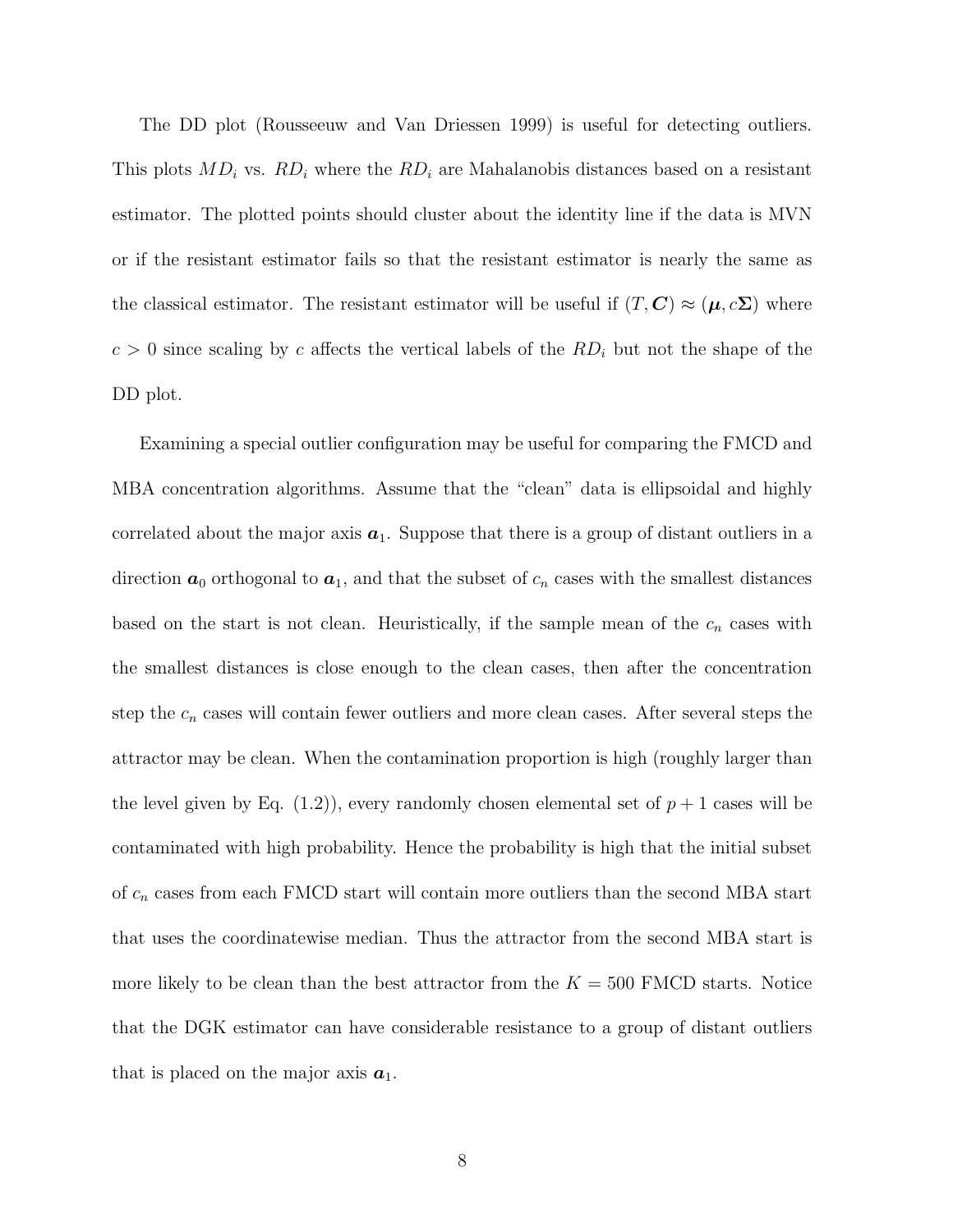The DD plot (Rousseeuw and Van Driessen 1999) is useful for detecting outliers. This plots $MD_i$ vs. $RD_i$ where the $RD_i$ are Mahalanobis distances based on a resistant estimator. The plotted points should cluster about the identity line if the data is MVN or if the resistant estimator fails so that the resistant estimator is nearly the same as the classical estimator. The resistant estimator will be useful if $(T, \boldsymbol{C}) \approx (\boldsymbol{\mu}, c\boldsymbol{\Sigma})$ where $c > 0$ since scaling by $c$ affects the vertical labels of the $RD_i$ but not the shape of the DD plot.

Examining a special outlier configuration may be useful for comparing the FMCD and MBA concentration algorithms. Assume that the "clean" data is ellipsoidal and highly correlated about the major axis $\boldsymbol{a}_1$. Suppose that there is a group of distant outliers in a direction $\boldsymbol{a}_0$ orthogonal to $\boldsymbol{a}_1$, and that the subset of $c_n$ cases with the smallest distances based on the start is not clean. Heuristically, if the sample mean of the $c_n$ cases with the smallest distances is close enough to the clean cases, then after the concentration step the $c_n$ cases will contain fewer outliers and more clean cases. After several steps the attractor may be clean. When the contamination proportion is high (roughly larger than the level given by Eq. (1.2)), every randomly chosen elemental set of $p+1$ cases will be contaminated with high probability. Hence the probability is high that the initial subset of $c_n$ cases from each FMCD start will contain more outliers than the second MBA start that uses the coordinatewise median. Thus the attractor from the second MBA start is more likely to be clean than the best attractor from the $K = 500$ FMCD starts. Notice that the DGK estimator can have considerable resistance to a group of distant outliers that is placed on the major axis $\boldsymbol{a}_1$.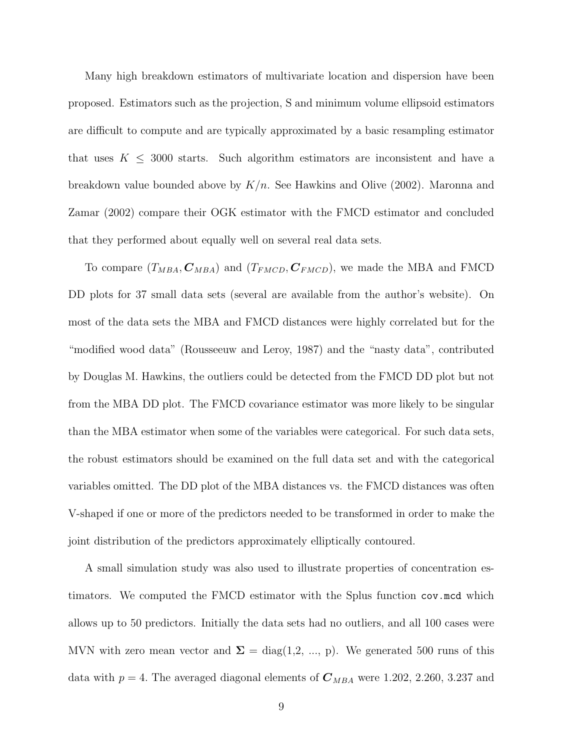Many high breakdown estimators of multivariate location and dispersion have been proposed. Estimators such as the projection, S and minimum volume ellipsoid estimators are difficult to compute and are typically approximated by a basic resampling estimator that uses $K \leq 3000$ starts. Such algorithm estimators are inconsistent and have a breakdown value bounded above by $K/n$. See Hawkins and Olive (2002). Maronna and Zamar (2002) compare their OGK estimator with the FMCD estimator and concluded that they performed about equally well on several real data sets.

To compare $(T_{MBA}, \boldsymbol{C}_{MBA})$ and $(T_{FMCD}, \boldsymbol{C}_{FMCD})$, we made the MBA and FMCD DD plots for 37 small data sets (several are available from the author's website). On most of the data sets the MBA and FMCD distances were highly correlated but for the "modified wood data" (Rousseeuw and Leroy, 1987) and the "nasty data", contributed by Douglas M. Hawkins, the outliers could be detected from the FMCD DD plot but not from the MBA DD plot. The FMCD covariance estimator was more likely to be singular than the MBA estimator when some of the variables were categorical. For such data sets, the robust estimators should be examined on the full data set and with the categorical variables omitted. The DD plot of the MBA distances vs. the FMCD distances was often V-shaped if one or more of the predictors needed to be transformed in order to make the joint distribution of the predictors approximately elliptically contoured.

A small simulation study was also used to illustrate properties of concentration estimators. We computed the FMCD estimator with the Splus function `cov.mcd` which allows up to 50 predictors. Initially the data sets had no outliers, and all 100 cases were MVN with zero mean vector and $\boldsymbol{\Sigma}$ = diag(1,2, ..., p). We generated 500 runs of this data with $p = 4$. The averaged diagonal elements of $\boldsymbol{C}_{MBA}$ were 1.202, 2.260, 3.237 and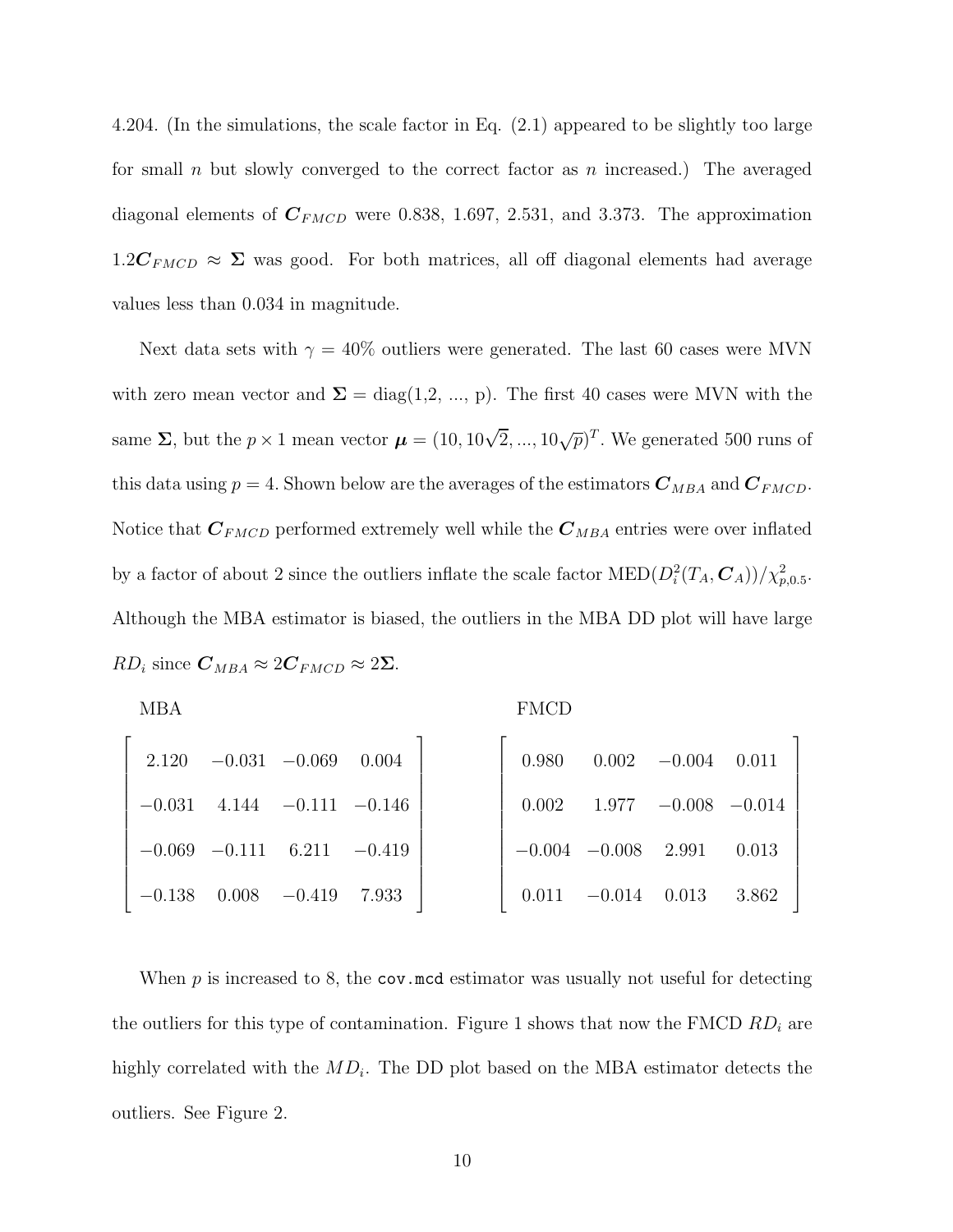4.204. (In the simulations, the scale factor in Eq. (2.1) appeared to be slightly too large for small $n$ but slowly converged to the correct factor as $n$ increased.) The averaged diagonal elements of $\boldsymbol{C}_{FMCD}$ were 0.838, 1.697, 2.531, and 3.373. The approximation $1.2\boldsymbol{C}_{FMCD} \approx \boldsymbol{\Sigma}$ was good. For both matrices, all off diagonal elements had average values less than 0.034 in magnitude.

Next data sets with $\gamma = 40\%$ outliers were generated. The last 60 cases were MVN with zero mean vector and $\boldsymbol{\Sigma} = \text{diag}(1,2, ..., p)$. The first 40 cases were MVN with the same $\boldsymbol{\Sigma}$, but the $p \times 1$ mean vector $\boldsymbol{\mu} = (10, 10\sqrt{2}, ..., 10\sqrt{p})^T$. We generated 500 runs of this data using $p = 4$. Shown below are the averages of the estimators $\boldsymbol{C}_{MBA}$ and $\boldsymbol{C}_{FMCD}$. Notice that $\boldsymbol{C}_{FMCD}$ performed extremely well while the $\boldsymbol{C}_{MBA}$ entries were over inflated by a factor of about 2 since the outliers inflate the scale factor $\text{MED}(D_i^2(T_A, \boldsymbol{C}_A))/\chi^2_{p,0.5}$. Although the MBA estimator is biased, the outliers in the MBA DD plot will have large $RD_i$ since $\boldsymbol{C}_{MBA} \approx 2\boldsymbol{C}_{FMCD} \approx 2\boldsymbol{\Sigma}$.

MBA

$$\begin{bmatrix} 2.120 & -0.031 & -0.069 & 0.004 \\ -0.031 & 4.144 & -0.111 & -0.146 \\ -0.069 & -0.111 & 6.211 & -0.419 \\ -0.138 & 0.008 & -0.419 & 7.933 \end{bmatrix}$$

FMCD

$$\begin{bmatrix} 0.980 & 0.002 & -0.004 & 0.011 \\ 0.002 & 1.977 & -0.008 & -0.014 \\ -0.004 & -0.008 & 2.991 & 0.013 \\ 0.011 & -0.014 & 0.013 & 3.862 \end{bmatrix}$$

When $p$ is increased to 8, the `cov.mcd` estimator was usually not useful for detecting the outliers for this type of contamination. Figure 1 shows that now the FMCD $RD_i$ are highly correlated with the $MD_i$. The DD plot based on the MBA estimator detects the outliers. See Figure 2.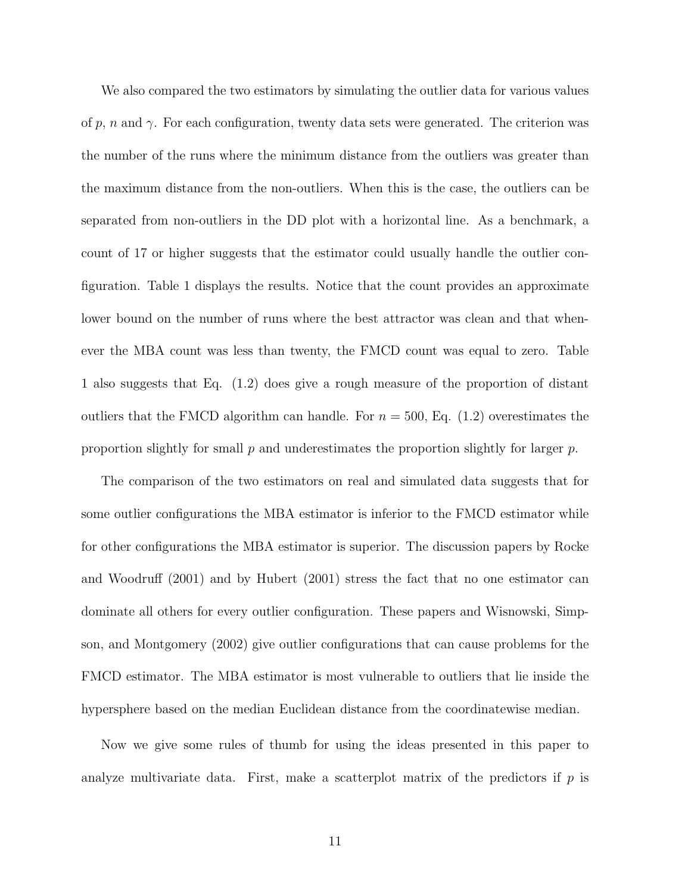We also compared the two estimators by simulating the outlier data for various values of $p$, $n$ and $\gamma$. For each configuration, twenty data sets were generated. The criterion was the number of the runs where the minimum distance from the outliers was greater than the maximum distance from the non-outliers. When this is the case, the outliers can be separated from non-outliers in the DD plot with a horizontal line. As a benchmark, a count of 17 or higher suggests that the estimator could usually handle the outlier configuration. Table 1 displays the results. Notice that the count provides an approximate lower bound on the number of runs where the best attractor was clean and that whenever the MBA count was less than twenty, the FMCD count was equal to zero. Table 1 also suggests that Eq. (1.2) does give a rough measure of the proportion of distant outliers that the FMCD algorithm can handle. For $n = 500$, Eq. (1.2) overestimates the proportion slightly for small $p$ and underestimates the proportion slightly for larger $p$.

The comparison of the two estimators on real and simulated data suggests that for some outlier configurations the MBA estimator is inferior to the FMCD estimator while for other configurations the MBA estimator is superior. The discussion papers by Rocke and Woodruff (2001) and by Hubert (2001) stress the fact that no one estimator can dominate all others for every outlier configuration. These papers and Wisnowski, Simpson, and Montgomery (2002) give outlier configurations that can cause problems for the FMCD estimator. The MBA estimator is most vulnerable to outliers that lie inside the hypersphere based on the median Euclidean distance from the coordinatewise median.

Now we give some rules of thumb for using the ideas presented in this paper to analyze multivariate data. First, make a scatterplot matrix of the predictors if $p$ is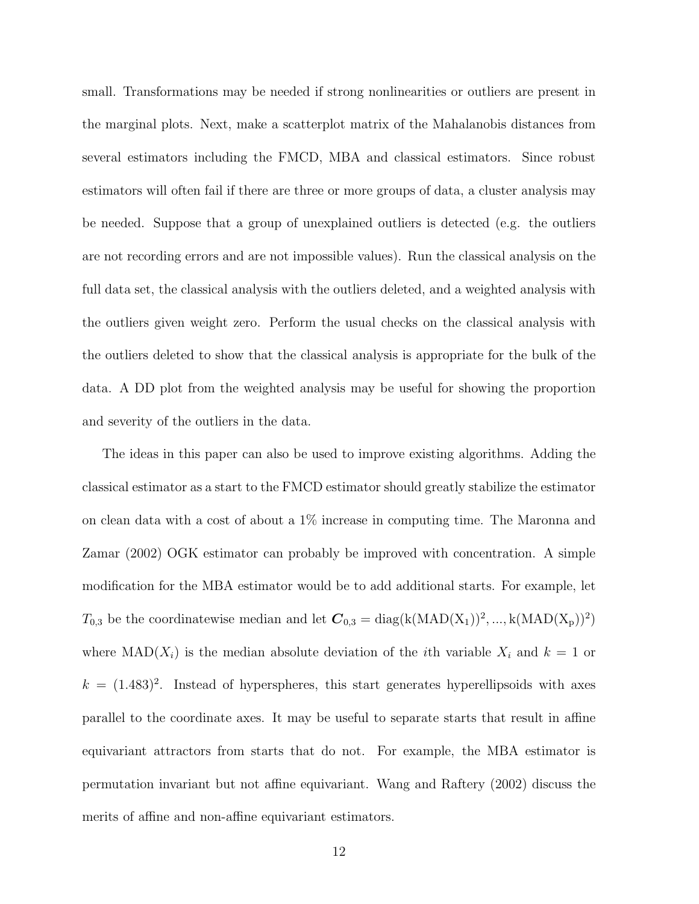small. Transformations may be needed if strong nonlinearities or outliers are present in the marginal plots. Next, make a scatterplot matrix of the Mahalanobis distances from several estimators including the FMCD, MBA and classical estimators. Since robust estimators will often fail if there are three or more groups of data, a cluster analysis may be needed. Suppose that a group of unexplained outliers is detected (e.g. the outliers are not recording errors and are not impossible values). Run the classical analysis on the full data set, the classical analysis with the outliers deleted, and a weighted analysis with the outliers given weight zero. Perform the usual checks on the classical analysis with the outliers deleted to show that the classical analysis is appropriate for the bulk of the data. A DD plot from the weighted analysis may be useful for showing the proportion and severity of the outliers in the data.

The ideas in this paper can also be used to improve existing algorithms. Adding the classical estimator as a start to the FMCD estimator should greatly stabilize the estimator on clean data with a cost of about a 1% increase in computing time. The Maronna and Zamar (2002) OGK estimator can probably be improved with concentration. A simple modification for the MBA estimator would be to add additional starts. For example, let $T_{0,3}$ be the coordinatewise median and let $\boldsymbol{C}_{0,3} = \mathrm{diag}(\mathrm{k}(\mathrm{MAD}(\mathrm{X}_1))^2, ..., \mathrm{k}(\mathrm{MAD}(\mathrm{X}_\mathrm{p}))^2)$ where $\mathrm{MAD}(X_i)$ is the median absolute deviation of the $i$th variable $X_i$ and $k = 1$ or $k = (1.483)^2$. Instead of hyperspheres, this start generates hyperellipsoids with axes parallel to the coordinate axes. It may be useful to separate starts that result in affine equivariant attractors from starts that do not. For example, the MBA estimator is permutation invariant but not affine equivariant. Wang and Raftery (2002) discuss the merits of affine and non-affine equivariant estimators.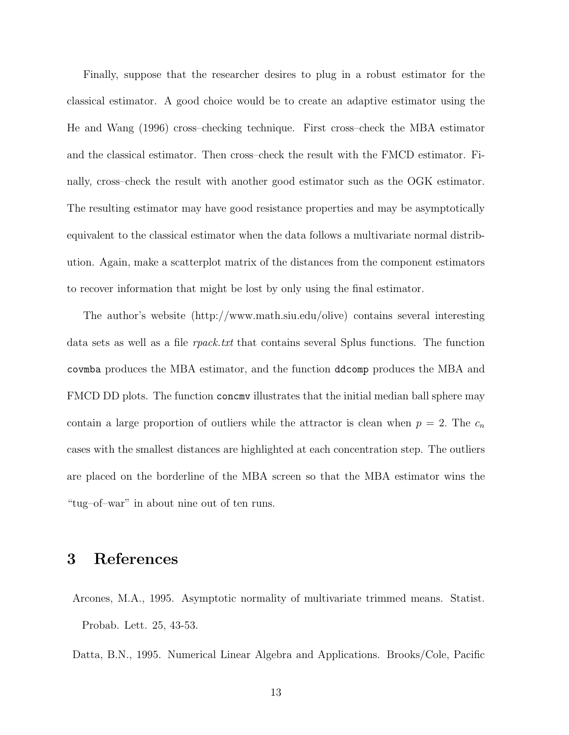Finally, suppose that the researcher desires to plug in a robust estimator for the classical estimator. A good choice would be to create an adaptive estimator using the He and Wang (1996) cross–checking technique. First cross–check the MBA estimator and the classical estimator. Then cross–check the result with the FMCD estimator. Finally, cross–check the result with another good estimator such as the OGK estimator. The resulting estimator may have good resistance properties and may be asymptotically equivalent to the classical estimator when the data follows a multivariate normal distribution. Again, make a scatterplot matrix of the distances from the component estimators to recover information that might be lost by only using the final estimator.

The author's website (http://www.math.siu.edu/olive) contains several interesting data sets as well as a file *rpack.txt* that contains several Splus functions. The function `covmba` produces the MBA estimator, and the function `ddcomp` produces the MBA and FMCD DD plots. The function `concmv` illustrates that the initial median ball sphere may contain a large proportion of outliers while the attractor is clean when $p = 2$. The $c_n$ cases with the smallest distances are highlighted at each concentration step. The outliers are placed on the borderline of the MBA screen so that the MBA estimator wins the "tug–of–war" in about nine out of ten runs.

# 3 References

Arcones, M.A., 1995. Asymptotic normality of multivariate trimmed means. Statist. Probab. Lett. 25, 43-53.

Datta, B.N., 1995. Numerical Linear Algebra and Applications. Brooks/Cole, Pacific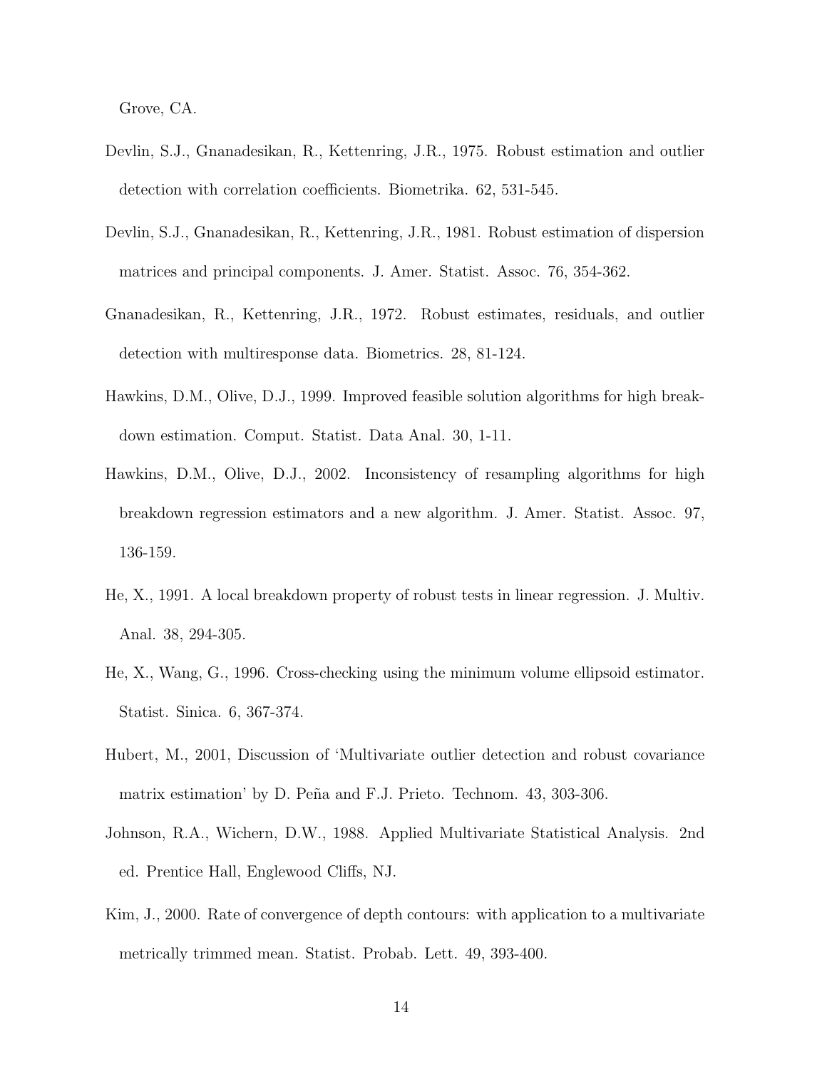Grove, CA.

Devlin, S.J., Gnanadesikan, R., Kettenring, J.R., 1975. Robust estimation and outlier detection with correlation coefficients. Biometrika. 62, 531-545.

Devlin, S.J., Gnanadesikan, R., Kettenring, J.R., 1981. Robust estimation of dispersion matrices and principal components. J. Amer. Statist. Assoc. 76, 354-362.

Gnanadesikan, R., Kettenring, J.R., 1972. Robust estimates, residuals, and outlier detection with multiresponse data. Biometrics. 28, 81-124.

Hawkins, D.M., Olive, D.J., 1999. Improved feasible solution algorithms for high breakdown estimation. Comput. Statist. Data Anal. 30, 1-11.

Hawkins, D.M., Olive, D.J., 2002. Inconsistency of resampling algorithms for high breakdown regression estimators and a new algorithm. J. Amer. Statist. Assoc. 97, 136-159.

He, X., 1991. A local breakdown property of robust tests in linear regression. J. Multiv. Anal. 38, 294-305.

He, X., Wang, G., 1996. Cross-checking using the minimum volume ellipsoid estimator. Statist. Sinica. 6, 367-374.

Hubert, M., 2001, Discussion of 'Multivariate outlier detection and robust covariance matrix estimation' by D. Peña and F.J. Prieto. Technom. 43, 303-306.

Johnson, R.A., Wichern, D.W., 1988. Applied Multivariate Statistical Analysis. 2nd ed. Prentice Hall, Englewood Cliffs, NJ.

Kim, J., 2000. Rate of convergence of depth contours: with application to a multivariate metrically trimmed mean. Statist. Probab. Lett. 49, 393-400.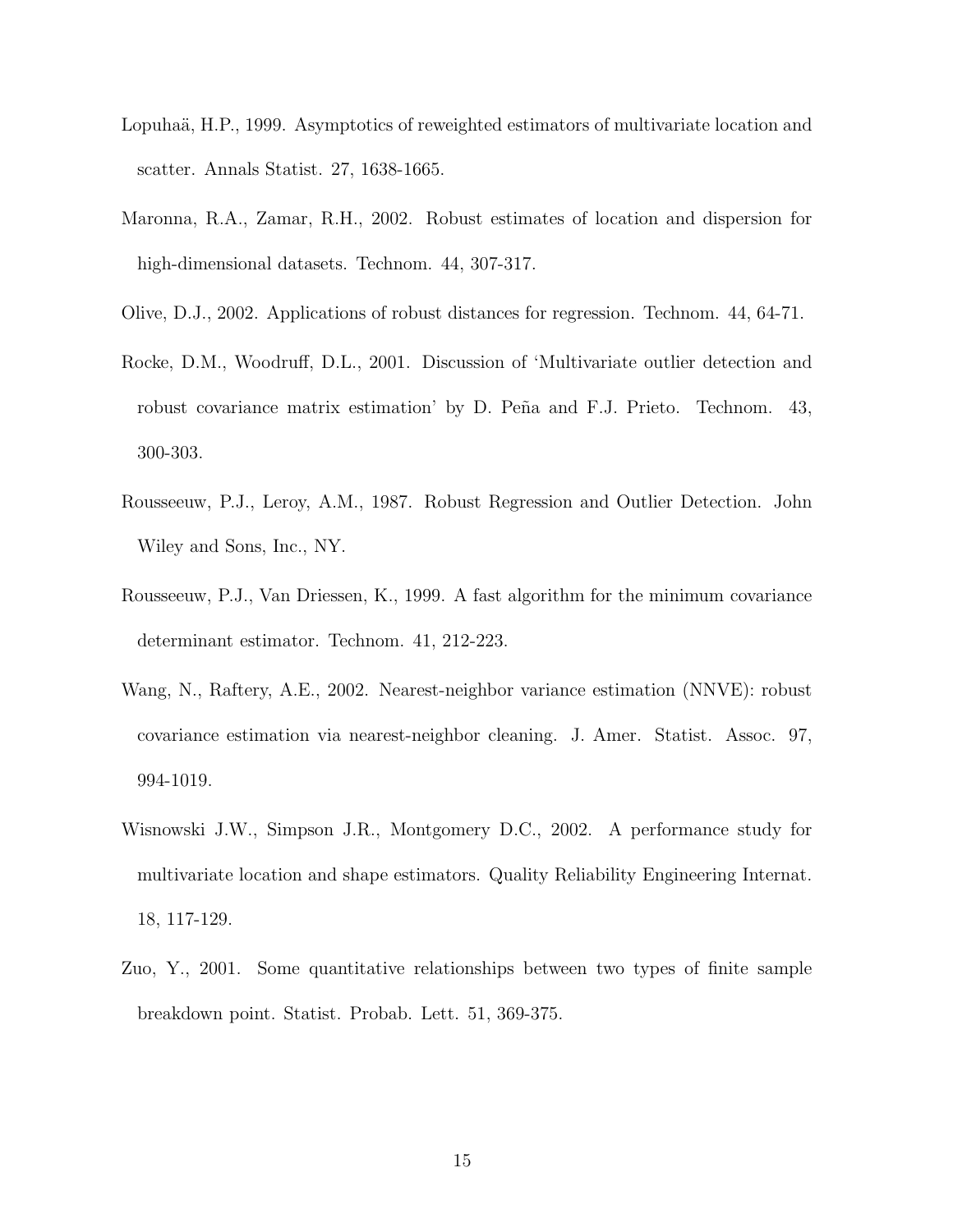Lopuhaä, H.P., 1999. Asymptotics of reweighted estimators of multivariate location and scatter. Annals Statist. 27, 1638-1665.

Maronna, R.A., Zamar, R.H., 2002. Robust estimates of location and dispersion for high-dimensional datasets. Technom. 44, 307-317.

Olive, D.J., 2002. Applications of robust distances for regression. Technom. 44, 64-71.

Rocke, D.M., Woodruff, D.L., 2001. Discussion of 'Multivariate outlier detection and robust covariance matrix estimation' by D. Peña and F.J. Prieto. Technom. 43, 300-303.

Rousseeuw, P.J., Leroy, A.M., 1987. Robust Regression and Outlier Detection. John Wiley and Sons, Inc., NY.

Rousseeuw, P.J., Van Driessen, K., 1999. A fast algorithm for the minimum covariance determinant estimator. Technom. 41, 212-223.

Wang, N., Raftery, A.E., 2002. Nearest-neighbor variance estimation (NNVE): robust covariance estimation via nearest-neighbor cleaning. J. Amer. Statist. Assoc. 97, 994-1019.

Wisnowski J.W., Simpson J.R., Montgomery D.C., 2002. A performance study for multivariate location and shape estimators. Quality Reliability Engineering Internat. 18, 117-129.

Zuo, Y., 2001. Some quantitative relationships between two types of finite sample breakdown point. Statist. Probab. Lett. 51, 369-375.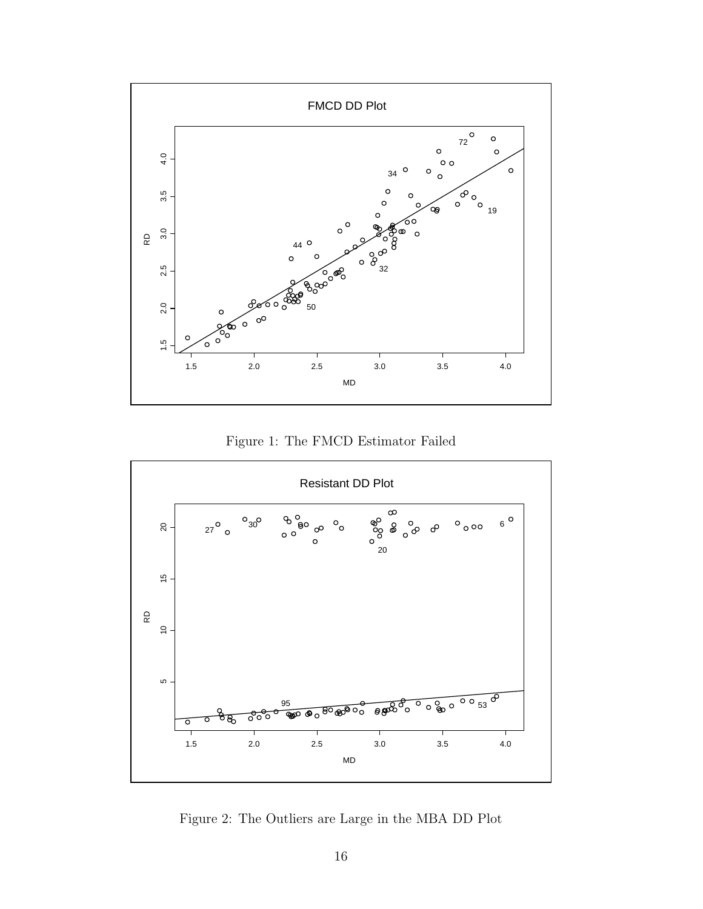Figure 1: The FMCD Estimator Failed

Figure 2: The Outliers are Large in the MBA DD Plot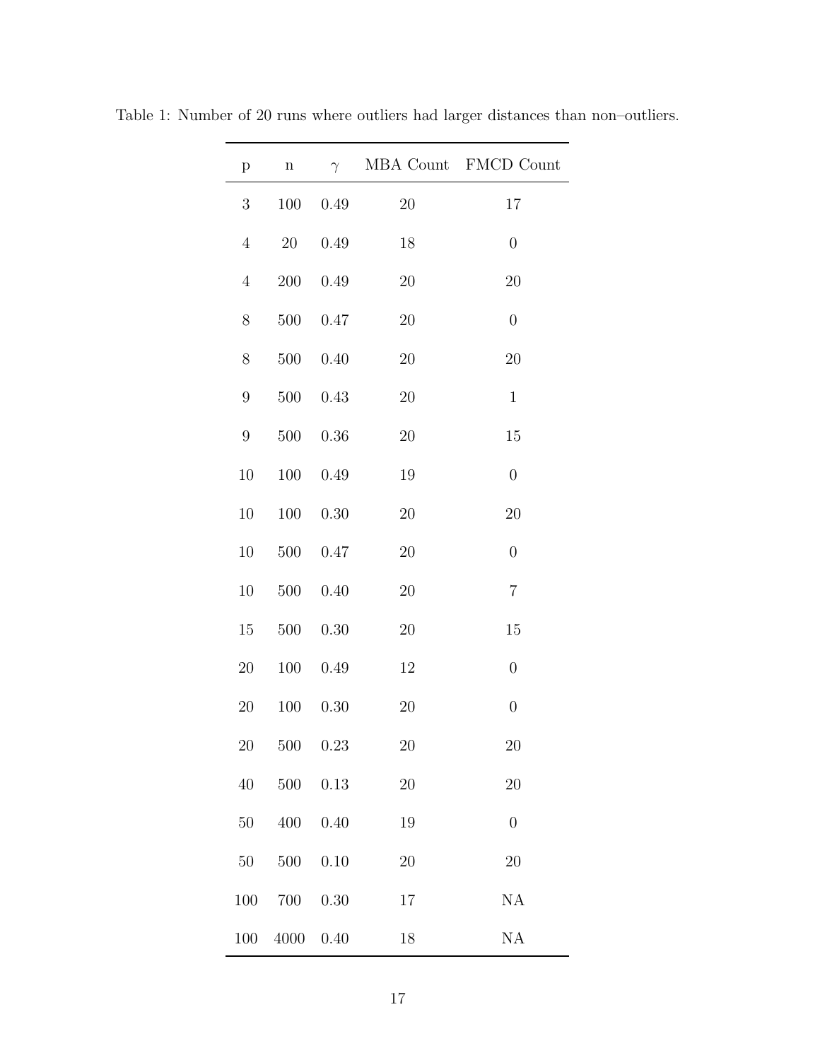Table 1: Number of 20 runs where outliers had larger distances than non–outliers.

| p | n | $\gamma$ | MBA Count | FMCD Count |
|---|---|---|---|---|
| 3 | 100 | 0.49 | 20 | 17 |
| 4 | 20 | 0.49 | 18 | 0 |
| 4 | 200 | 0.49 | 20 | 20 |
| 8 | 500 | 0.47 | 20 | 0 |
| 8 | 500 | 0.40 | 20 | 20 |
| 9 | 500 | 0.43 | 20 | 1 |
| 9 | 500 | 0.36 | 20 | 15 |
| 10 | 100 | 0.49 | 19 | 0 |
| 10 | 100 | 0.30 | 20 | 20 |
| 10 | 500 | 0.47 | 20 | 0 |
| 10 | 500 | 0.40 | 20 | 7 |
| 15 | 500 | 0.30 | 20 | 15 |
| 20 | 100 | 0.49 | 12 | 0 |
| 20 | 100 | 0.30 | 20 | 0 |
| 20 | 500 | 0.23 | 20 | 20 |
| 40 | 500 | 0.13 | 20 | 20 |
| 50 | 400 | 0.40 | 19 | 0 |
| 50 | 500 | 0.10 | 20 | 20 |
| 100 | 700 | 0.30 | 17 | NA |
| 100 | 4000 | 0.40 | 18 | NA |